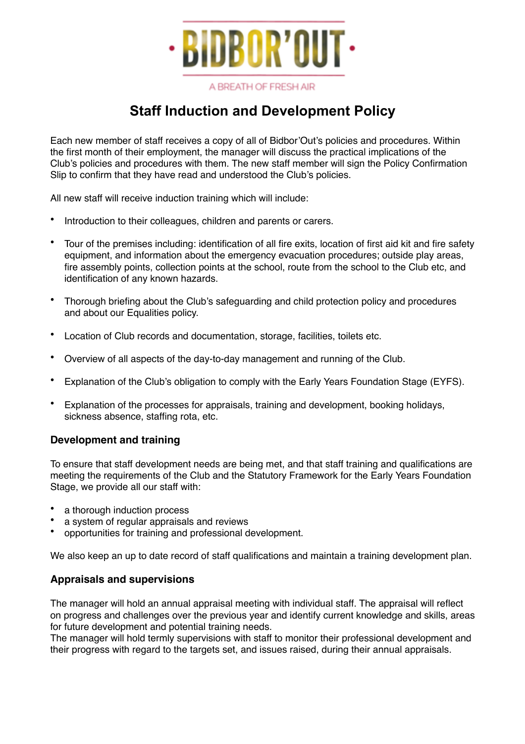BIDBOR'OUT

A BREATH OF FRESH AIR

# Staff Induction and Development Policy

Each new member of staff receives a copy of all of Bidbor'Out's policies and procedures. Within the first month of their employment, the manager will discuss the practical implications of the Club's policies and procedures with them. The new staff member will sign the Policy Confirmation Slip to confirm that they have read and understood the Club's policies.

All new staff will receive induction training which will include:

- Introduction to their colleagues, children and parents or carers.
- Tour of the premises including: identification of all fire exits, location of first aid kit and fire safety equipment, and information about the emergency evacuation procedures; outside play areas, fire assembly points, collection points at the school, route from the school to the Club etc, and identification of any known hazards.
- Thorough briefing about the Club's safeguarding and child protection policy and procedures and about our Equalities policy.
- Location of Club records and documentation, storage, facilities, toilets etc.
- Overview of all aspects of the day-to-day management and running of the Club.
- Explanation of the Club's obligation to comply with the Early Years Foundation Stage (EYFS).
- Explanation of the processes for appraisals, training and development, booking holidays, sickness absence, staffing rota, etc.

### Development and training

To ensure that staff development needs are being met, and that staff training and qualifications are meeting the requirements of the Club and the Statutory Framework for the Early Years Foundation Stage, we provide all our staff with:

- a thorough induction process
- a system of regular appraisals and reviews
- opportunities for training and professional development.

We also keep an up to date record of staff qualifications and maintain a training development plan.

### Appraisals and supervisions

The manager will hold an annual appraisal meeting with individual staff. The appraisal will reflect on progress and challenges over the previous year and identify current knowledge and skills, areas for future development and potential training needs.
The manager will hold termly supervisions with staff to monitor their professional development and their progress with regard to the targets set, and issues raised, during their annual appraisals.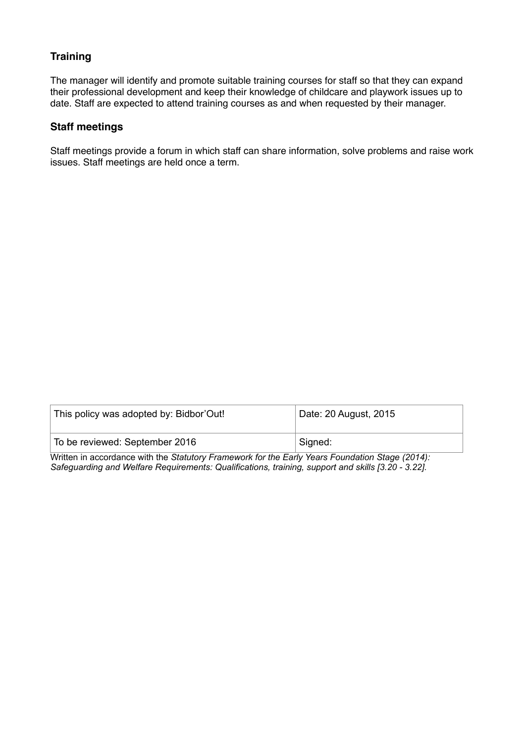### Training

The manager will identify and promote suitable training courses for staff so that they can expand their professional development and keep their knowledge of childcare and playwork issues up to date. Staff are expected to attend training courses as and when requested by their manager.

### Staff meetings

Staff meetings provide a forum in which staff can share information, solve problems and raise work issues. Staff meetings are held once a term.

| | |
|---|---|
| This policy was adopted by: Bidbor'Out! | Date: 20 August, 2015 |
| To be reviewed: September 2016 | Signed: |

Written in accordance with the *Statutory Framework for the Early Years Foundation Stage (2014): Safeguarding and Welfare Requirements: Qualifications, training, support and skills [3.20 - 3.22]*.